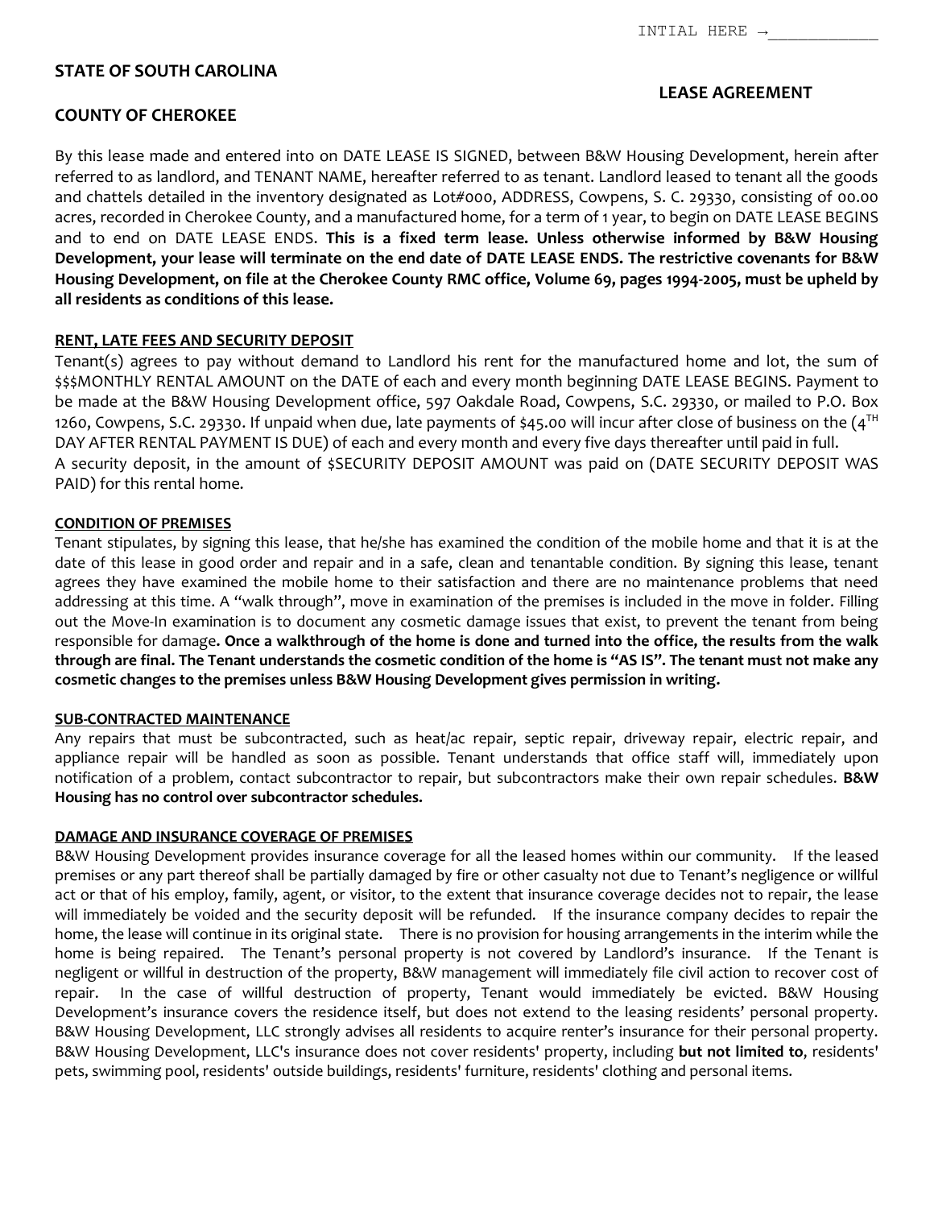INTIAL HERE →___________

**STATE OF SOUTH CAROLINA**

**LEASE AGREEMENT**

**COUNTY OF CHEROKEE**

By this lease made and entered into on DATE LEASE IS SIGNED, between B&W Housing Development, herein after referred to as landlord, and TENANT NAME, hereafter referred to as tenant. Landlord leased to tenant all the goods and chattels detailed in the inventory designated as Lot#000, ADDRESS, Cowpens, S. C. 29330, consisting of 00.00 acres, recorded in Cherokee County, and a manufactured home, for a term of 1 year, to begin on DATE LEASE BEGINS and to end on DATE LEASE ENDS. **This is a fixed term lease. Unless otherwise informed by B&W Housing Development, your lease will terminate on the end date of DATE LEASE ENDS. The restrictive covenants for B&W Housing Development, on file at the Cherokee County RMC office, Volume 69, pages 1994-2005, must be upheld by all residents as conditions of this lease.**

**RENT, LATE FEES AND SECURITY DEPOSIT**

Tenant(s) agrees to pay without demand to Landlord his rent for the manufactured home and lot, the sum of $$$MONTHLY RENTAL AMOUNT on the DATE of each and every month beginning DATE LEASE BEGINS. Payment to be made at the B&W Housing Development office, 597 Oakdale Road, Cowpens, S.C. 29330, or mailed to P.O. Box 1260, Cowpens, S.C. 29330. If unpaid when due, late payments of $45.00 will incur after close of business on the (4TH DAY AFTER RENTAL PAYMENT IS DUE) of each and every month and every five days thereafter until paid in full.

A security deposit, in the amount of $SECURITY DEPOSIT AMOUNT was paid on (DATE SECURITY DEPOSIT WAS PAID) for this rental home.

**CONDITION OF PREMISES**

Tenant stipulates, by signing this lease, that he/she has examined the condition of the mobile home and that it is at the date of this lease in good order and repair and in a safe, clean and tenantable condition. By signing this lease, tenant agrees they have examined the mobile home to their satisfaction and there are no maintenance problems that need addressing at this time. A "walk through", move in examination of the premises is included in the move in folder. Filling out the Move-In examination is to document any cosmetic damage issues that exist, to prevent the tenant from being responsible for damage**. Once a walkthrough of the home is done and turned into the office, the results from the walk through are final. The Tenant understands the cosmetic condition of the home is "AS IS". The tenant must not make any cosmetic changes to the premises unless B&W Housing Development gives permission in writing.**

**SUB-CONTRACTED MAINTENANCE**

Any repairs that must be subcontracted, such as heat/ac repair, septic repair, driveway repair, electric repair, and appliance repair will be handled as soon as possible. Tenant understands that office staff will, immediately upon notification of a problem, contact subcontractor to repair, but subcontractors make their own repair schedules. **B&W Housing has no control over subcontractor schedules.**

**DAMAGE AND INSURANCE COVERAGE OF PREMISES**

B&W Housing Development provides insurance coverage for all the leased homes within our community. If the leased premises or any part thereof shall be partially damaged by fire or other casualty not due to Tenant's negligence or willful act or that of his employ, family, agent, or visitor, to the extent that insurance coverage decides not to repair, the lease will immediately be voided and the security deposit will be refunded. If the insurance company decides to repair the home, the lease will continue in its original state. There is no provision for housing arrangements in the interim while the home is being repaired. The Tenant's personal property is not covered by Landlord's insurance. If the Tenant is negligent or willful in destruction of the property, B&W management will immediately file civil action to recover cost of repair. In the case of willful destruction of property, Tenant would immediately be evicted. B&W Housing Development's insurance covers the residence itself, but does not extend to the leasing residents' personal property. B&W Housing Development, LLC strongly advises all residents to acquire renter's insurance for their personal property. B&W Housing Development, LLC's insurance does not cover residents' property, including **but not limited to**, residents' pets, swimming pool, residents' outside buildings, residents' furniture, residents' clothing and personal items.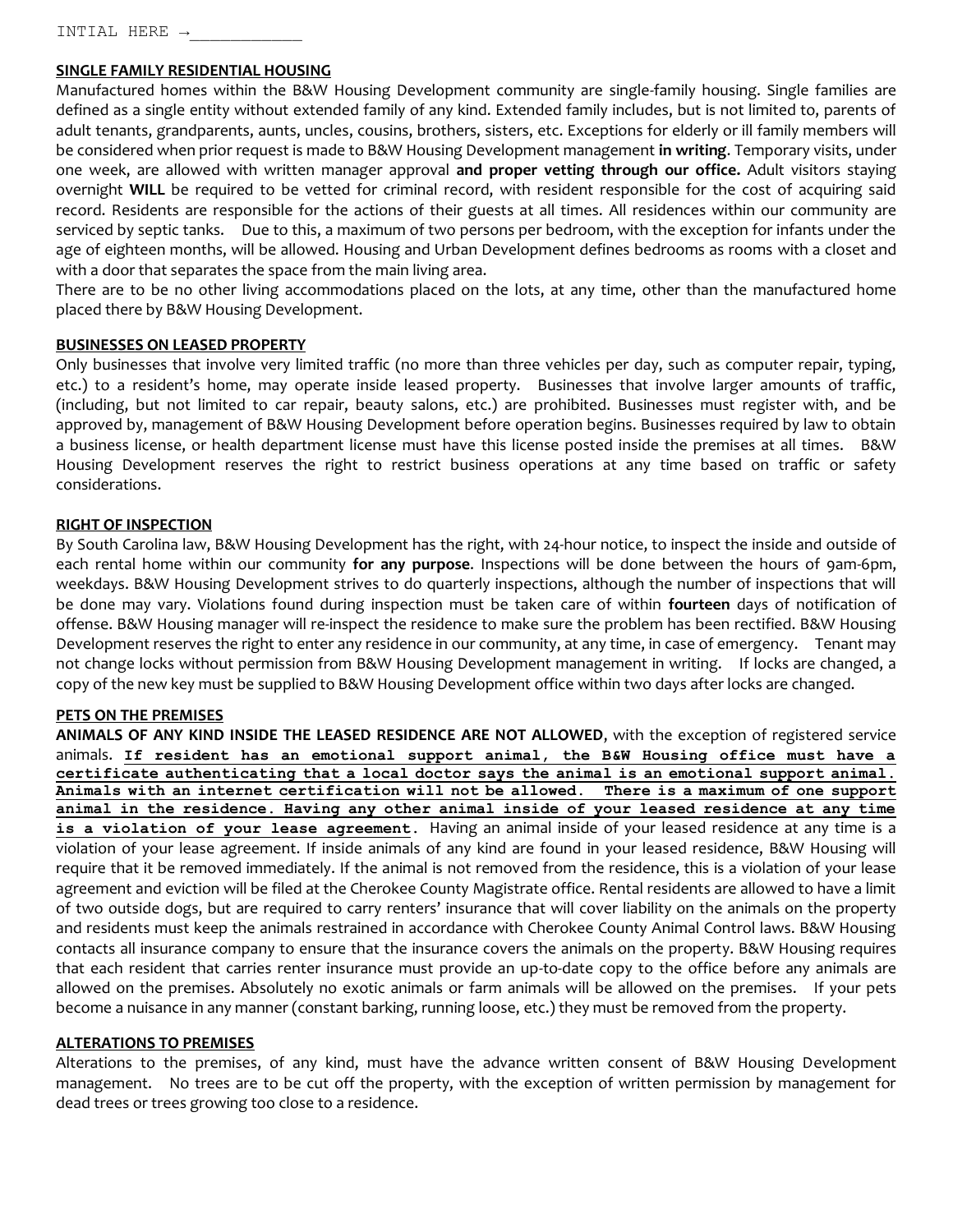INTIAL HERE →\_\_\_\_\_\_\_\_\_\_\_

**SINGLE FAMILY RESIDENTIAL HOUSING**

Manufactured homes within the B&W Housing Development community are single-family housing. Single families are defined as a single entity without extended family of any kind. Extended family includes, but is not limited to, parents of adult tenants, grandparents, aunts, uncles, cousins, brothers, sisters, etc. Exceptions for elderly or ill family members will be considered when prior request is made to B&W Housing Development management **in writing**. Temporary visits, under one week, are allowed with written manager approval **and proper vetting through our office.** Adult visitors staying overnight **WILL** be required to be vetted for criminal record, with resident responsible for the cost of acquiring said record. Residents are responsible for the actions of their guests at all times. All residences within our community are serviced by septic tanks. Due to this, a maximum of two persons per bedroom, with the exception for infants under the age of eighteen months, will be allowed. Housing and Urban Development defines bedrooms as rooms with a closet and with a door that separates the space from the main living area.

There are to be no other living accommodations placed on the lots, at any time, other than the manufactured home placed there by B&W Housing Development.

**BUSINESSES ON LEASED PROPERTY**

Only businesses that involve very limited traffic (no more than three vehicles per day, such as computer repair, typing, etc.) to a resident's home, may operate inside leased property. Businesses that involve larger amounts of traffic, (including, but not limited to car repair, beauty salons, etc.) are prohibited. Businesses must register with, and be approved by, management of B&W Housing Development before operation begins. Businesses required by law to obtain a business license, or health department license must have this license posted inside the premises at all times. B&W Housing Development reserves the right to restrict business operations at any time based on traffic or safety considerations.

**RIGHT OF INSPECTION**

By South Carolina law, B&W Housing Development has the right, with 24-hour notice, to inspect the inside and outside of each rental home within our community **for any purpose**. Inspections will be done between the hours of 9am-6pm, weekdays. B&W Housing Development strives to do quarterly inspections, although the number of inspections that will be done may vary. Violations found during inspection must be taken care of within **fourteen** days of notification of offense. B&W Housing manager will re-inspect the residence to make sure the problem has been rectified. B&W Housing Development reserves the right to enter any residence in our community, at any time, in case of emergency. Tenant may not change locks without permission from B&W Housing Development management in writing. If locks are changed, a copy of the new key must be supplied to B&W Housing Development office within two days after locks are changed.

**PETS ON THE PREMISES**

**ANIMALS OF ANY KIND INSIDE THE LEASED RESIDENCE ARE NOT ALLOWED**, with the exception of registered service animals. **If resident has an emotional support animal, the B&W Housing office must have a certificate authenticating that a local doctor says the animal is an emotional support animal. Animals with an internet certification will not be allowed. There is a maximum of one support animal in the residence. Having any other animal inside of your leased residence at any time is a violation of your lease agreement**. Having an animal inside of your leased residence at any time is a violation of your lease agreement. If inside animals of any kind are found in your leased residence, B&W Housing will require that it be removed immediately. If the animal is not removed from the residence, this is a violation of your lease agreement and eviction will be filed at the Cherokee County Magistrate office. Rental residents are allowed to have a limit of two outside dogs, but are required to carry renters' insurance that will cover liability on the animals on the property and residents must keep the animals restrained in accordance with Cherokee County Animal Control laws. B&W Housing contacts all insurance company to ensure that the insurance covers the animals on the property. B&W Housing requires that each resident that carries renter insurance must provide an up-to-date copy to the office before any animals are allowed on the premises. Absolutely no exotic animals or farm animals will be allowed on the premises. If your pets become a nuisance in any manner (constant barking, running loose, etc.) they must be removed from the property.

**ALTERATIONS TO PREMISES**

Alterations to the premises, of any kind, must have the advance written consent of B&W Housing Development management. No trees are to be cut off the property, with the exception of written permission by management for dead trees or trees growing too close to a residence.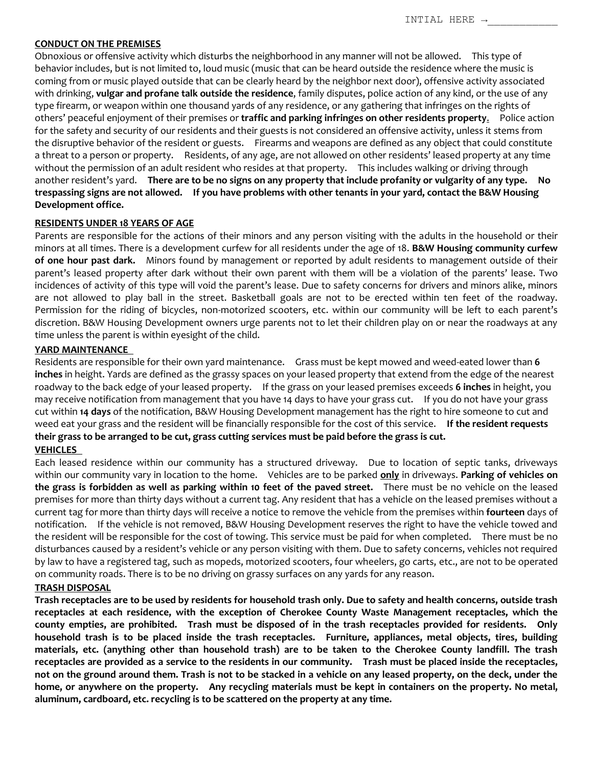INTIAL HERE →___________

## CONDUCT ON THE PREMISES

Obnoxious or offensive activity which disturbs the neighborhood in any manner will not be allowed. This type of behavior includes, but is not limited to, loud music (music that can be heard outside the residence where the music is coming from or music played outside that can be clearly heard by the neighbor next door), offensive activity associated with drinking, **vulgar and profane talk outside the residence**, family disputes, police action of any kind, or the use of any type firearm, or weapon within one thousand yards of any residence, or any gathering that infringes on the rights of others' peaceful enjoyment of their premises or **traffic and parking infringes on other residents property**. Police action for the safety and security of our residents and their guests is not considered an offensive activity, unless it stems from the disruptive behavior of the resident or guests. Firearms and weapons are defined as any object that could constitute a threat to a person or property. Residents, of any age, are not allowed on other residents' leased property at any time without the permission of an adult resident who resides at that property. This includes walking or driving through another resident's yard. **There are to be no signs on any property that include profanity or vulgarity of any type. No trespassing signs are not allowed. If you have problems with other tenants in your yard, contact the B&W Housing Development office.**

## RESIDENTS UNDER 18 YEARS OF AGE

Parents are responsible for the actions of their minors and any person visiting with the adults in the household or their minors at all times. There is a development curfew for all residents under the age of 18. **B&W Housing community curfew of one hour past dark.** Minors found by management or reported by adult residents to management outside of their parent's leased property after dark without their own parent with them will be a violation of the parents' lease. Two incidences of activity of this type will void the parent's lease. Due to safety concerns for drivers and minors alike, minors are not allowed to play ball in the street. Basketball goals are not to be erected within ten feet of the roadway. Permission for the riding of bicycles, non-motorized scooters, etc. within our community will be left to each parent's discretion. B&W Housing Development owners urge parents not to let their children play on or near the roadways at any time unless the parent is within eyesight of the child.

## YARD MAINTENANCE

Residents are responsible for their own yard maintenance. Grass must be kept mowed and weed-eated lower than **6 inches** in height. Yards are defined as the grassy spaces on your leased property that extend from the edge of the nearest roadway to the back edge of your leased property. If the grass on your leased premises exceeds **6 inches** in height, you may receive notification from management that you have 14 days to have your grass cut. If you do not have your grass cut within **14 days** of the notification, B&W Housing Development management has the right to hire someone to cut and weed eat your grass and the resident will be financially responsible for the cost of this service. **If the resident requests their grass to be arranged to be cut, grass cutting services must be paid before the grass is cut.**

## VEHICLES

Each leased residence within our community has a structured driveway. Due to location of septic tanks, driveways within our community vary in location to the home. Vehicles are to be parked **only** in driveways. **Parking of vehicles on the grass is forbidden as well as parking within 10 feet of the paved street.** There must be no vehicle on the leased premises for more than thirty days without a current tag. Any resident that has a vehicle on the leased premises without a current tag for more than thirty days will receive a notice to remove the vehicle from the premises within **fourteen** days of notification. If the vehicle is not removed, B&W Housing Development reserves the right to have the vehicle towed and the resident will be responsible for the cost of towing. This service must be paid for when completed. There must be no disturbances caused by a resident's vehicle or any person visiting with them. Due to safety concerns, vehicles not required by law to have a registered tag, such as mopeds, motorized scooters, four wheelers, go carts, etc., are not to be operated on community roads. There is to be no driving on grassy surfaces on any yards for any reason.

## TRASH DISPOSAL

**Trash receptacles are to be used by residents for household trash only. Due to safety and health concerns, outside trash receptacles at each residence, with the exception of Cherokee County Waste Management receptacles, which the county empties, are prohibited. Trash must be disposed of in the trash receptacles provided for residents. Only household trash is to be placed inside the trash receptacles. Furniture, appliances, metal objects, tires, building materials, etc. (anything other than household trash) are to be taken to the Cherokee County landfill. The trash receptacles are provided as a service to the residents in our community. Trash must be placed inside the receptacles, not on the ground around them. Trash is not to be stacked in a vehicle on any leased property, on the deck, under the home, or anywhere on the property. Any recycling materials must be kept in containers on the property. No metal, aluminum, cardboard, etc. recycling is to be scattered on the property at any time.**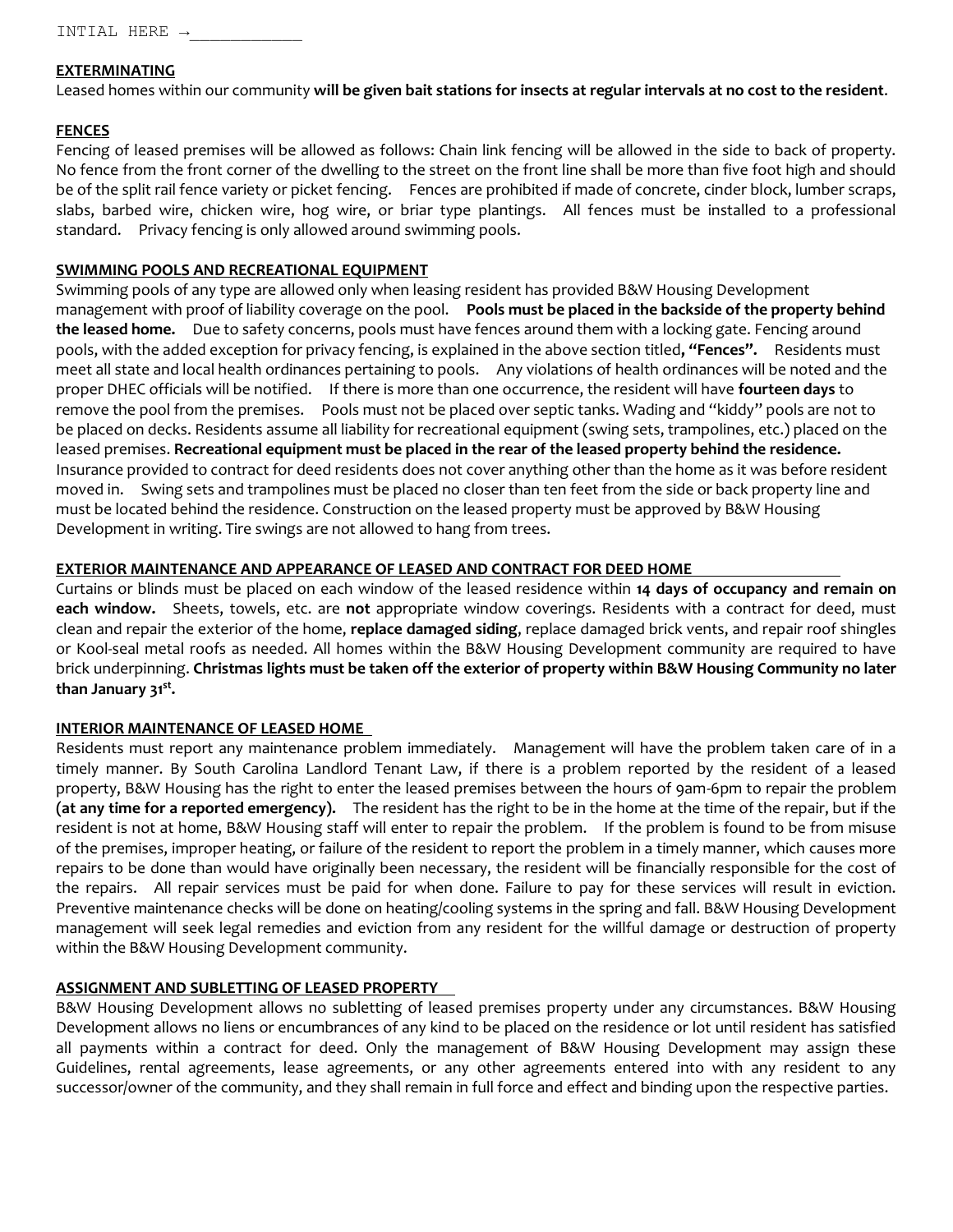INTIAL HERE →___________

**EXTERMINATING**

Leased homes within our community **will be given bait stations for insects at regular intervals at no cost to the resident**.

**FENCES**

Fencing of leased premises will be allowed as follows: Chain link fencing will be allowed in the side to back of property. No fence from the front corner of the dwelling to the street on the front line shall be more than five foot high and should be of the split rail fence variety or picket fencing. Fences are prohibited if made of concrete, cinder block, lumber scraps, slabs, barbed wire, chicken wire, hog wire, or briar type plantings. All fences must be installed to a professional standard. Privacy fencing is only allowed around swimming pools.

**SWIMMING POOLS AND RECREATIONAL EQUIPMENT**

Swimming pools of any type are allowed only when leasing resident has provided B&W Housing Development management with proof of liability coverage on the pool. **Pools must be placed in the backside of the property behind the leased home.** Due to safety concerns, pools must have fences around them with a locking gate. Fencing around pools, with the added exception for privacy fencing, is explained in the above section titled**, "Fences".** Residents must meet all state and local health ordinances pertaining to pools. Any violations of health ordinances will be noted and the proper DHEC officials will be notified. If there is more than one occurrence, the resident will have **fourteen days** to remove the pool from the premises. Pools must not be placed over septic tanks. Wading and "kiddy" pools are not to be placed on decks. Residents assume all liability for recreational equipment (swing sets, trampolines, etc.) placed on the leased premises. **Recreational equipment must be placed in the rear of the leased property behind the residence.** Insurance provided to contract for deed residents does not cover anything other than the home as it was before resident moved in. Swing sets and trampolines must be placed no closer than ten feet from the side or back property line and must be located behind the residence. Construction on the leased property must be approved by B&W Housing Development in writing. Tire swings are not allowed to hang from trees.

**EXTERIOR MAINTENANCE AND APPEARANCE OF LEASED AND CONTRACT FOR DEED HOME**

Curtains or blinds must be placed on each window of the leased residence within **14 days of occupancy and remain on each window.** Sheets, towels, etc. are **not** appropriate window coverings. Residents with a contract for deed, must clean and repair the exterior of the home, **replace damaged siding**, replace damaged brick vents, and repair roof shingles or Kool-seal metal roofs as needed. All homes within the B&W Housing Development community are required to have brick underpinning. **Christmas lights must be taken off the exterior of property within B&W Housing Community no later than January 31st.**

**INTERIOR MAINTENANCE OF LEASED HOME**

Residents must report any maintenance problem immediately. Management will have the problem taken care of in a timely manner. By South Carolina Landlord Tenant Law, if there is a problem reported by the resident of a leased property, B&W Housing has the right to enter the leased premises between the hours of 9am-6pm to repair the problem **(at any time for a reported emergency).** The resident has the right to be in the home at the time of the repair, but if the resident is not at home, B&W Housing staff will enter to repair the problem. If the problem is found to be from misuse of the premises, improper heating, or failure of the resident to report the problem in a timely manner, which causes more repairs to be done than would have originally been necessary, the resident will be financially responsible for the cost of the repairs. All repair services must be paid for when done. Failure to pay for these services will result in eviction. Preventive maintenance checks will be done on heating/cooling systems in the spring and fall. B&W Housing Development management will seek legal remedies and eviction from any resident for the willful damage or destruction of property within the B&W Housing Development community.

**ASSIGNMENT AND SUBLETTING OF LEASED PROPERTY**

B&W Housing Development allows no subletting of leased premises property under any circumstances. B&W Housing Development allows no liens or encumbrances of any kind to be placed on the residence or lot until resident has satisfied all payments within a contract for deed. Only the management of B&W Housing Development may assign these Guidelines, rental agreements, lease agreements, or any other agreements entered into with any resident to any successor/owner of the community, and they shall remain in full force and effect and binding upon the respective parties.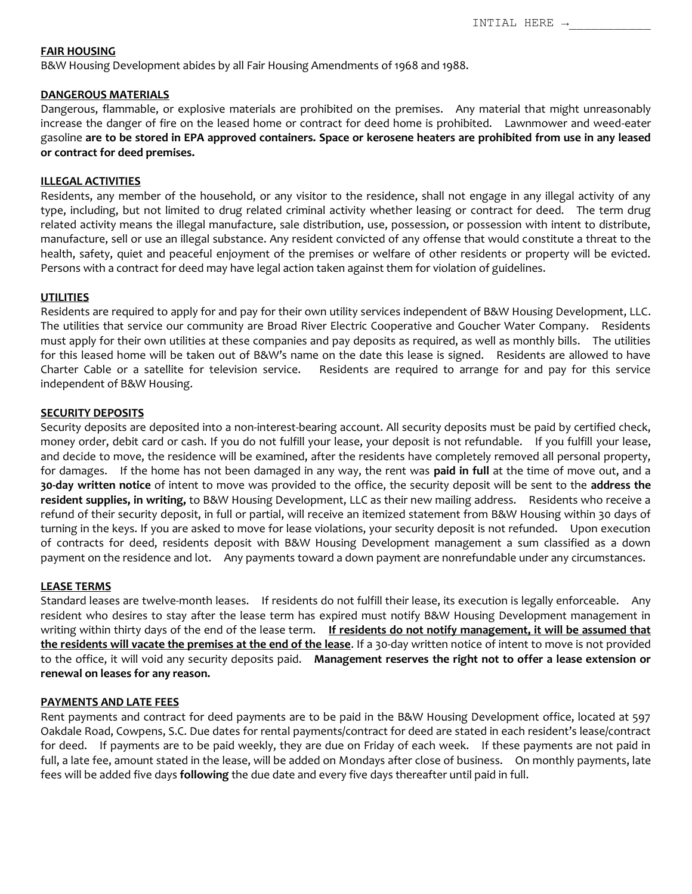INTIAL HERE →___________

**FAIR HOUSING**

B&W Housing Development abides by all Fair Housing Amendments of 1968 and 1988.

**DANGEROUS MATERIALS**

Dangerous, flammable, or explosive materials are prohibited on the premises. Any material that might unreasonably increase the danger of fire on the leased home or contract for deed home is prohibited. Lawnmower and weed-eater gasoline **are to be stored in EPA approved containers. Space or kerosene heaters are prohibited from use in any leased or contract for deed premises.**

**ILLEGAL ACTIVITIES**

Residents, any member of the household, or any visitor to the residence, shall not engage in any illegal activity of any type, including, but not limited to drug related criminal activity whether leasing or contract for deed. The term drug related activity means the illegal manufacture, sale distribution, use, possession, or possession with intent to distribute, manufacture, sell or use an illegal substance. Any resident convicted of any offense that would constitute a threat to the health, safety, quiet and peaceful enjoyment of the premises or welfare of other residents or property will be evicted. Persons with a contract for deed may have legal action taken against them for violation of guidelines.

**UTILITIES**

Residents are required to apply for and pay for their own utility services independent of B&W Housing Development, LLC. The utilities that service our community are Broad River Electric Cooperative and Goucher Water Company. Residents must apply for their own utilities at these companies and pay deposits as required, as well as monthly bills. The utilities for this leased home will be taken out of B&W's name on the date this lease is signed. Residents are allowed to have Charter Cable or a satellite for television service. Residents are required to arrange for and pay for this service independent of B&W Housing.

**SECURITY DEPOSITS**

Security deposits are deposited into a non-interest-bearing account. All security deposits must be paid by certified check, money order, debit card or cash. If you do not fulfill your lease, your deposit is not refundable. If you fulfill your lease, and decide to move, the residence will be examined, after the residents have completely removed all personal property, for damages. If the home has not been damaged in any way, the rent was **paid in full** at the time of move out, and a **30-day written notice** of intent to move was provided to the office, the security deposit will be sent to the **address the resident supplies, in writing,** to B&W Housing Development, LLC as their new mailing address. Residents who receive a refund of their security deposit, in full or partial, will receive an itemized statement from B&W Housing within 30 days of turning in the keys. If you are asked to move for lease violations, your security deposit is not refunded. Upon execution of contracts for deed, residents deposit with B&W Housing Development management a sum classified as a down payment on the residence and lot. Any payments toward a down payment are nonrefundable under any circumstances.

**LEASE TERMS**

Standard leases are twelve-month leases. If residents do not fulfill their lease, its execution is legally enforceable. Any resident who desires to stay after the lease term has expired must notify B&W Housing Development management in writing within thirty days of the end of the lease term. **If residents do not notify management, it will be assumed that the residents will vacate the premises at the end of the lease**. If a 30-day written notice of intent to move is not provided to the office, it will void any security deposits paid. **Management reserves the right not to offer a lease extension or renewal on leases for any reason.**

**PAYMENTS AND LATE FEES**

Rent payments and contract for deed payments are to be paid in the B&W Housing Development office, located at 597 Oakdale Road, Cowpens, S.C. Due dates for rental payments/contract for deed are stated in each resident's lease/contract for deed. If payments are to be paid weekly, they are due on Friday of each week. If these payments are not paid in full, a late fee, amount stated in the lease, will be added on Mondays after close of business. On monthly payments, late fees will be added five days **following** the due date and every five days thereafter until paid in full.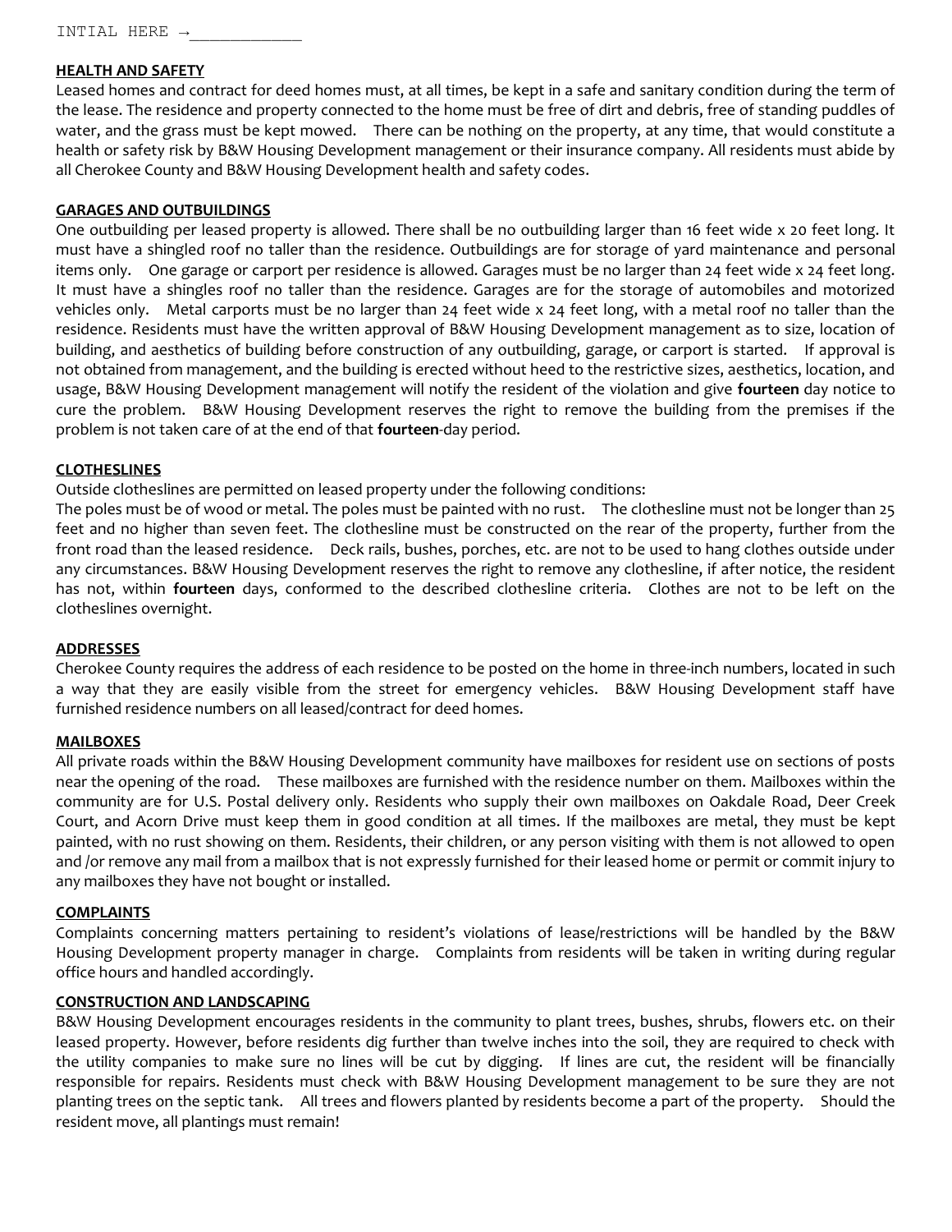INTIAL HERE →____________

## HEALTH AND SAFETY

Leased homes and contract for deed homes must, at all times, be kept in a safe and sanitary condition during the term of the lease. The residence and property connected to the home must be free of dirt and debris, free of standing puddles of water, and the grass must be kept mowed. There can be nothing on the property, at any time, that would constitute a health or safety risk by B&W Housing Development management or their insurance company. All residents must abide by all Cherokee County and B&W Housing Development health and safety codes.

## GARAGES AND OUTBUILDINGS

One outbuilding per leased property is allowed. There shall be no outbuilding larger than 16 feet wide x 20 feet long. It must have a shingled roof no taller than the residence. Outbuildings are for storage of yard maintenance and personal items only. One garage or carport per residence is allowed. Garages must be no larger than 24 feet wide x 24 feet long. It must have a shingles roof no taller than the residence. Garages are for the storage of automobiles and motorized vehicles only. Metal carports must be no larger than 24 feet wide x 24 feet long, with a metal roof no taller than the residence. Residents must have the written approval of B&W Housing Development management as to size, location of building, and aesthetics of building before construction of any outbuilding, garage, or carport is started. If approval is not obtained from management, and the building is erected without heed to the restrictive sizes, aesthetics, location, and usage, B&W Housing Development management will notify the resident of the violation and give **fourteen** day notice to cure the problem. B&W Housing Development reserves the right to remove the building from the premises if the problem is not taken care of at the end of that **fourteen**-day period.

## CLOTHESLINES

Outside clotheslines are permitted on leased property under the following conditions:

The poles must be of wood or metal. The poles must be painted with no rust. The clothesline must not be longer than 25 feet and no higher than seven feet. The clothesline must be constructed on the rear of the property, further from the front road than the leased residence. Deck rails, bushes, porches, etc. are not to be used to hang clothes outside under any circumstances. B&W Housing Development reserves the right to remove any clothesline, if after notice, the resident has not, within **fourteen** days, conformed to the described clothesline criteria. Clothes are not to be left on the clotheslines overnight.

## ADDRESSES

Cherokee County requires the address of each residence to be posted on the home in three-inch numbers, located in such a way that they are easily visible from the street for emergency vehicles. B&W Housing Development staff have furnished residence numbers on all leased/contract for deed homes.

## MAILBOXES

All private roads within the B&W Housing Development community have mailboxes for resident use on sections of posts near the opening of the road. These mailboxes are furnished with the residence number on them. Mailboxes within the community are for U.S. Postal delivery only. Residents who supply their own mailboxes on Oakdale Road, Deer Creek Court, and Acorn Drive must keep them in good condition at all times. If the mailboxes are metal, they must be kept painted, with no rust showing on them. Residents, their children, or any person visiting with them is not allowed to open and /or remove any mail from a mailbox that is not expressly furnished for their leased home or permit or commit injury to any mailboxes they have not bought or installed.

## COMPLAINTS

Complaints concerning matters pertaining to resident's violations of lease/restrictions will be handled by the B&W Housing Development property manager in charge. Complaints from residents will be taken in writing during regular office hours and handled accordingly.

## CONSTRUCTION AND LANDSCAPING

B&W Housing Development encourages residents in the community to plant trees, bushes, shrubs, flowers etc. on their leased property. However, before residents dig further than twelve inches into the soil, they are required to check with the utility companies to make sure no lines will be cut by digging. If lines are cut, the resident will be financially responsible for repairs. Residents must check with B&W Housing Development management to be sure they are not planting trees on the septic tank. All trees and flowers planted by residents become a part of the property. Should the resident move, all plantings must remain!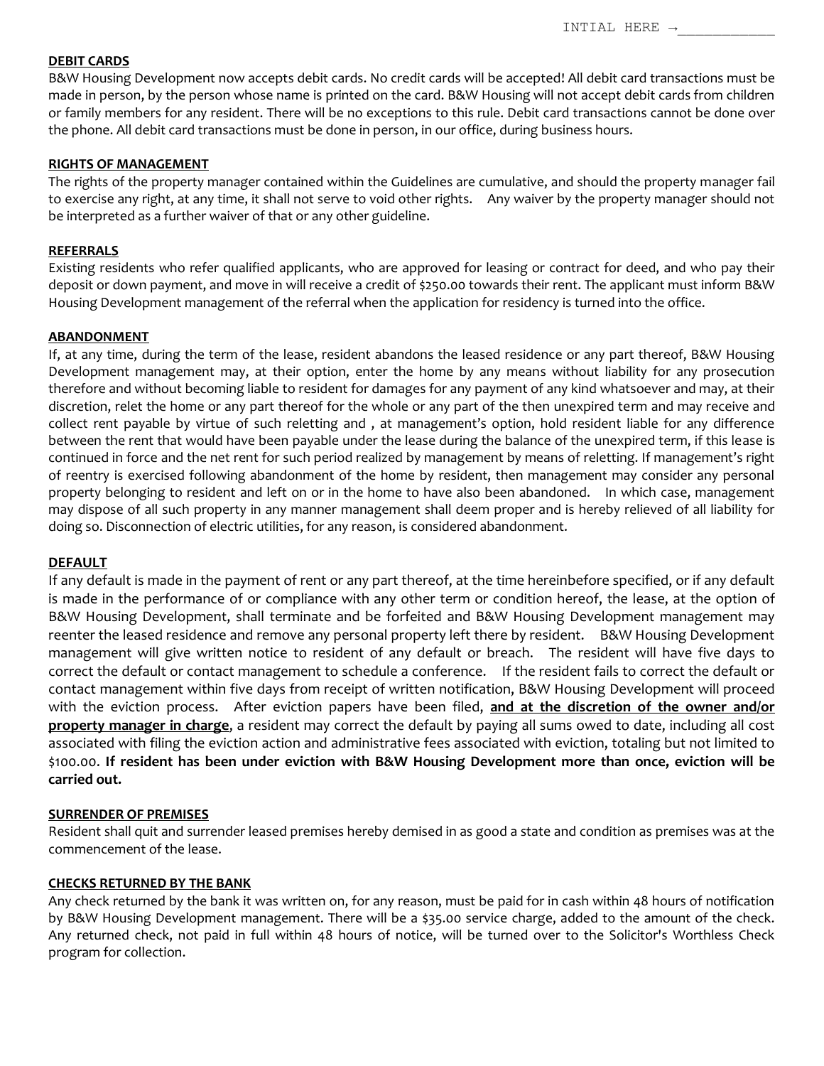INTIAL HERE →___________

**DEBIT CARDS**

B&W Housing Development now accepts debit cards. No credit cards will be accepted! All debit card transactions must be made in person, by the person whose name is printed on the card. B&W Housing will not accept debit cards from children or family members for any resident. There will be no exceptions to this rule. Debit card transactions cannot be done over the phone. All debit card transactions must be done in person, in our office, during business hours.

**RIGHTS OF MANAGEMENT**

The rights of the property manager contained within the Guidelines are cumulative, and should the property manager fail to exercise any right, at any time, it shall not serve to void other rights. Any waiver by the property manager should not be interpreted as a further waiver of that or any other guideline.

**REFERRALS**

Existing residents who refer qualified applicants, who are approved for leasing or contract for deed, and who pay their deposit or down payment, and move in will receive a credit of $250.00 towards their rent. The applicant must inform B&W Housing Development management of the referral when the application for residency is turned into the office.

**ABANDONMENT**

If, at any time, during the term of the lease, resident abandons the leased residence or any part thereof, B&W Housing Development management may, at their option, enter the home by any means without liability for any prosecution therefore and without becoming liable to resident for damages for any payment of any kind whatsoever and may, at their discretion, relet the home or any part thereof for the whole or any part of the then unexpired term and may receive and collect rent payable by virtue of such reletting and , at management's option, hold resident liable for any difference between the rent that would have been payable under the lease during the balance of the unexpired term, if this lease is continued in force and the net rent for such period realized by management by means of reletting. If management's right of reentry is exercised following abandonment of the home by resident, then management may consider any personal property belonging to resident and left on or in the home to have also been abandoned. In which case, management may dispose of all such property in any manner management shall deem proper and is hereby relieved of all liability for doing so. Disconnection of electric utilities, for any reason, is considered abandonment.

**DEFAULT**

If any default is made in the payment of rent or any part thereof, at the time hereinbefore specified, or if any default is made in the performance of or compliance with any other term or condition hereof, the lease, at the option of B&W Housing Development, shall terminate and be forfeited and B&W Housing Development management may reenter the leased residence and remove any personal property left there by resident. B&W Housing Development management will give written notice to resident of any default or breach. The resident will have five days to correct the default or contact management to schedule a conference. If the resident fails to correct the default or contact management within five days from receipt of written notification, B&W Housing Development will proceed with the eviction process. After eviction papers have been filed, **and at the discretion of the owner and/or property manager in charge**, a resident may correct the default by paying all sums owed to date, including all cost associated with filing the eviction action and administrative fees associated with eviction, totaling but not limited to $100.00. **If resident has been under eviction with B&W Housing Development more than once, eviction will be carried out.**

**SURRENDER OF PREMISES**

Resident shall quit and surrender leased premises hereby demised in as good a state and condition as premises was at the commencement of the lease.

**CHECKS RETURNED BY THE BANK**

Any check returned by the bank it was written on, for any reason, must be paid for in cash within 48 hours of notification by B&W Housing Development management. There will be a $35.00 service charge, added to the amount of the check. Any returned check, not paid in full within 48 hours of notice, will be turned over to the Solicitor's Worthless Check program for collection.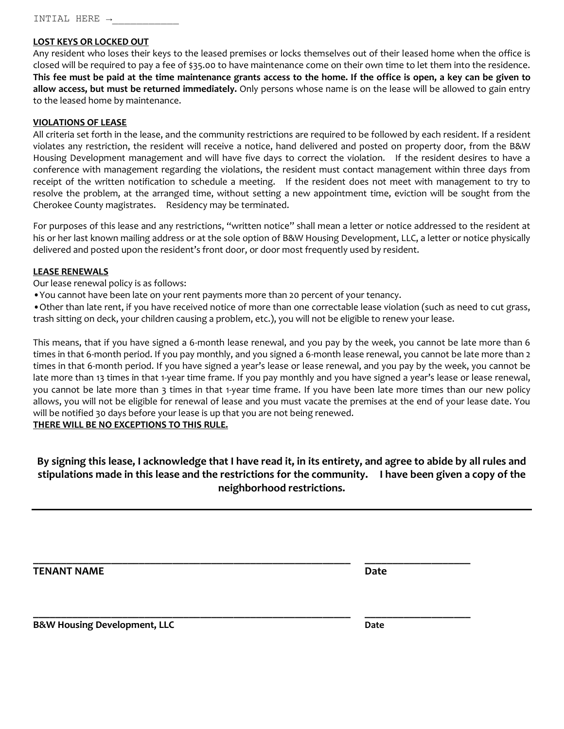INTIAL HERE →___________

**LOST KEYS OR LOCKED OUT**

Any resident who loses their keys to the leased premises or locks themselves out of their leased home when the office is closed will be required to pay a fee of $35.00 to have maintenance come on their own time to let them into the residence. **This fee must be paid at the time maintenance grants access to the home. If the office is open, a key can be given to allow access, but must be returned immediately.** Only persons whose name is on the lease will be allowed to gain entry to the leased home by maintenance.

**VIOLATIONS OF LEASE**

All criteria set forth in the lease, and the community restrictions are required to be followed by each resident. If a resident violates any restriction, the resident will receive a notice, hand delivered and posted on property door, from the B&W Housing Development management and will have five days to correct the violation. If the resident desires to have a conference with management regarding the violations, the resident must contact management within three days from receipt of the written notification to schedule a meeting. If the resident does not meet with management to try to resolve the problem, at the arranged time, without setting a new appointment time, eviction will be sought from the Cherokee County magistrates. Residency may be terminated.

For purposes of this lease and any restrictions, "written notice" shall mean a letter or notice addressed to the resident at his or her last known mailing address or at the sole option of B&W Housing Development, LLC, a letter or notice physically delivered and posted upon the resident's front door, or door most frequently used by resident.

**LEASE RENEWALS**

Our lease renewal policy is as follows:

- You cannot have been late on your rent payments more than 20 percent of your tenancy.
- Other than late rent, if you have received notice of more than one correctable lease violation (such as need to cut grass, trash sitting on deck, your children causing a problem, etc.), you will not be eligible to renew your lease.

This means, that if you have signed a 6-month lease renewal, and you pay by the week, you cannot be late more than 6 times in that 6-month period. If you pay monthly, and you signed a 6-month lease renewal, you cannot be late more than 2 times in that 6-month period. If you have signed a year's lease or lease renewal, and you pay by the week, you cannot be late more than 13 times in that 1-year time frame. If you pay monthly and you have signed a year's lease or lease renewal, you cannot be late more than 3 times in that 1-year time frame. If you have been late more times than our new policy allows, you will not be eligible for renewal of lease and you must vacate the premises at the end of your lease date. You will be notified 30 days before your lease is up that you are not being renewed.

**THERE WILL BE NO EXCEPTIONS TO THIS RULE.**

**By signing this lease, I acknowledge that I have read it, in its entirety, and agree to abide by all rules and stipulations made in this lease and the restrictions for the community. I have been given a copy of the neighborhood restrictions.**

---

\_\_\_\_\_\_\_\_\_\_\_\_\_\_\_\_\_\_\_\_\_\_\_\_\_\_\_\_\_\_\_\_\_\_\_\_\_\_\_\_ \_\_\_\_\_\_\_\_\_\_\_\_\_\_\_\_\_\_

**TENANT NAME** **Date**

\_\_\_\_\_\_\_\_\_\_\_\_\_\_\_\_\_\_\_\_\_\_\_\_\_\_\_\_\_\_\_\_\_\_\_\_\_\_\_\_ \_\_\_\_\_\_\_\_\_\_\_\_\_\_\_\_\_\_

**B&W Housing Development, LLC** **Date**